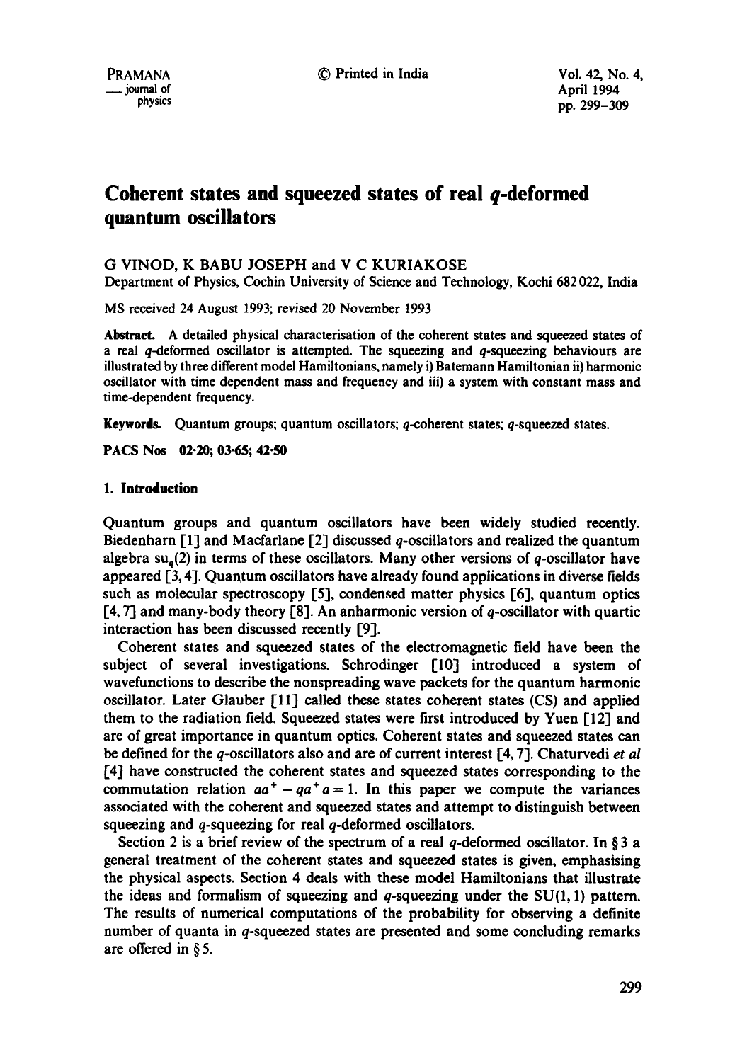# Coherent states and squeezed states of real $q$-deformed quantum oscillators

G VINOD, K BABU JOSEPH and V C KURIAKOSE

Department of Physics, Cochin University of Science and Technology, Kochi 682022, India

MS received 24 August 1993; revised 20 November 1993

**Abstract.** A detailed physical characterisation of the coherent states and squeezed states of a real $q$-deformed oscillator is attempted. The squeezing and $q$-squeezing behaviours are illustrated by three different model Hamiltonians, namely i) Batemann Hamiltonian ii) harmonic oscillator with time dependent mass and frequency and iii) a system with constant mass and time-dependent frequency.

**Keywords.** Quantum groups; quantum oscillators; $q$-coherent states; $q$-squeezed states.

**PACS Nos** 02·20; 03·65; 42·50

## 1. Introduction

Quantum groups and quantum oscillators have been widely studied recently. Biedenharn [1] and Macfarlane [2] discussed $q$-oscillators and realized the quantum algebra $su_q(2)$ in terms of these oscillators. Many other versions of $q$-oscillator have appeared [3, 4]. Quantum oscillators have already found applications in diverse fields such as molecular spectroscopy [5], condensed matter physics [6], quantum optics [4, 7] and many-body theory [8]. An anharmonic version of $q$-oscillator with quartic interaction has been discussed recently [9].

Coherent states and squeezed states of the electromagnetic field have been the subject of several investigations. Schrodinger [10] introduced a system of wavefunctions to describe the nonspreading wave packets for the quantum harmonic oscillator. Later Glauber [11] called these states coherent states (CS) and applied them to the radiation field. Squeezed states were first introduced by Yuen [12] and are of great importance in quantum optics. Coherent states and squeezed states can be defined for the $q$-oscillators also and are of current interest [4, 7]. Chaturvedi *et al* [4] have constructed the coherent states and squeezed states corresponding to the commutation relation $aa^+ - qa^+a = 1$. In this paper we compute the variances associated with the coherent and squeezed states and attempt to distinguish between squeezing and $q$-squeezing for real $q$-deformed oscillators.

Section 2 is a brief review of the spectrum of a real $q$-deformed oscillator. In § 3 a general treatment of the coherent states and squeezed states is given, emphasising the physical aspects. Section 4 deals with these model Hamiltonians that illustrate the ideas and formalism of squeezing and $q$-squeezing under the SU(1, 1) pattern. The results of numerical computations of the probability for observing a definite number of quanta in $q$-squeezed states are presented and some concluding remarks are offered in § 5.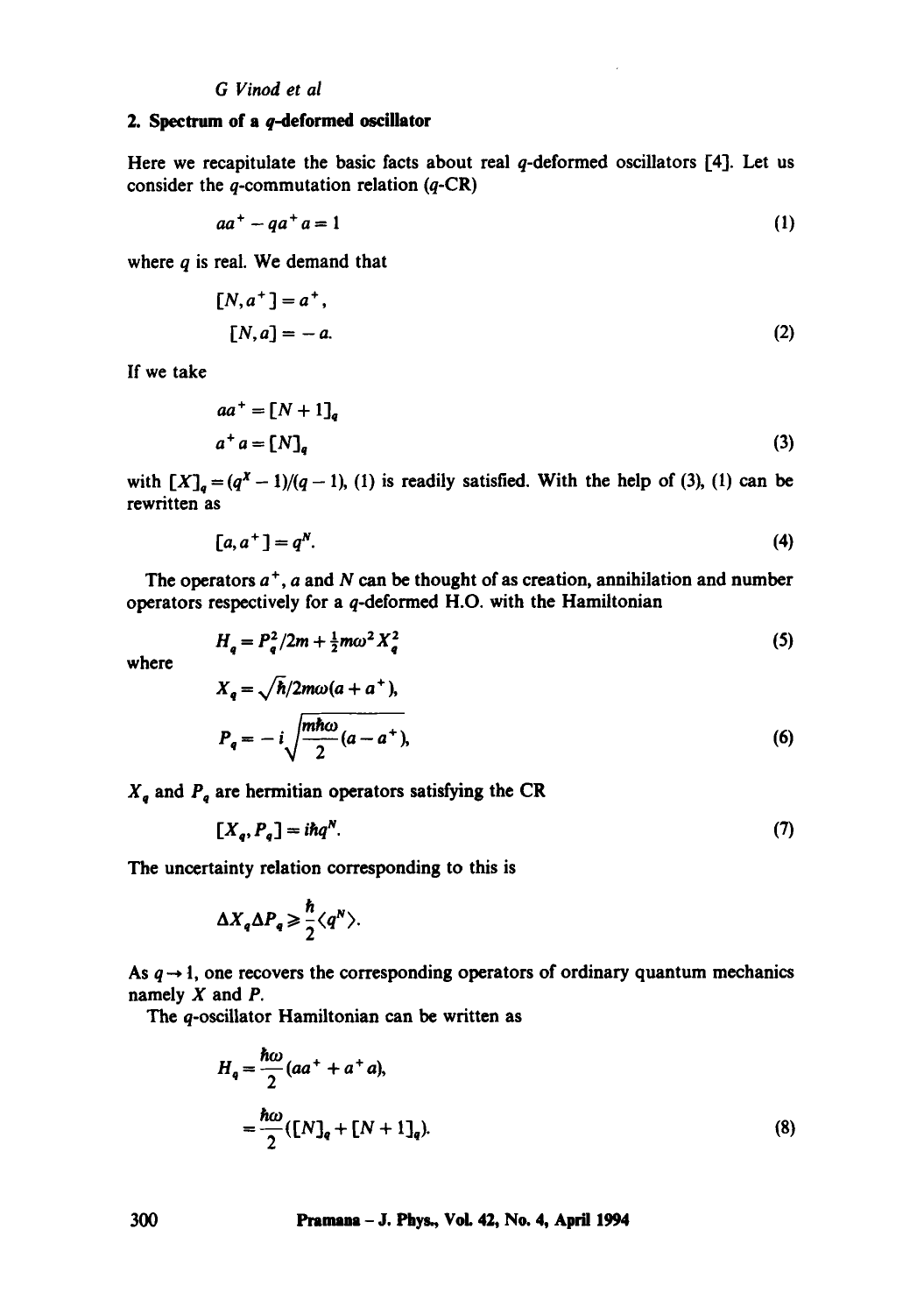## 2. Spectrum of a $q$-deformed oscillator

Here we recapitulate the basic facts about real $q$-deformed oscillators [4]. Let us consider the $q$-commutation relation ($q$-CR)

$$aa^+ - qa^+a = 1 \tag{1}$$

where $q$ is real. We demand that

$$\begin{aligned} [N, a^+] &= a^+, \\ [N, a] &= -a. \end{aligned} \tag{2}$$

If we take

$$\begin{aligned} aa^+ &= [N+1]_q \\ a^+a &= [N]_q \end{aligned} \tag{3}$$

with $[X]_q = (q^X - 1)/(q-1)$, (1) is readily satisfied. With the help of (3), (1) can be rewritten as

$$[a, a^+] = q^N. \tag{4}$$

The operators $a^+$, $a$ and $N$ can be thought of as creation, annihilation and number operators respectively for a $q$-deformed H.O. with the Hamiltonian

$$H_q = P_q^2/2m + \tfrac{1}{2}m\omega^2 X_q^2 \tag{5}$$

where

$$\begin{aligned} X_q &= \sqrt{\hbar/2m\omega}(a + a^+), \\ P_q &= -i\sqrt{\frac{m\hbar\omega}{2}}(a - a^+), \end{aligned} \tag{6}$$

$X_q$ and $P_q$ are hermitian operators satisfying the CR

$$[X_q, P_q] = i\hbar q^N. \tag{7}$$

The uncertainty relation corresponding to this is

$$\Delta X_q \Delta P_q \geqslant \frac{\hbar}{2}\langle q^N \rangle.$$

As $q \to 1$, one recovers the corresponding operators of ordinary quantum mechanics namely $X$ and $P$.

The $q$-oscillator Hamiltonian can be written as

$$\begin{aligned} H_q &= \frac{\hbar\omega}{2}(aa^+ + a^+a), \\ &= \frac{\hbar\omega}{2}([N]_q + [N+1]_q). \end{aligned} \tag{8}$$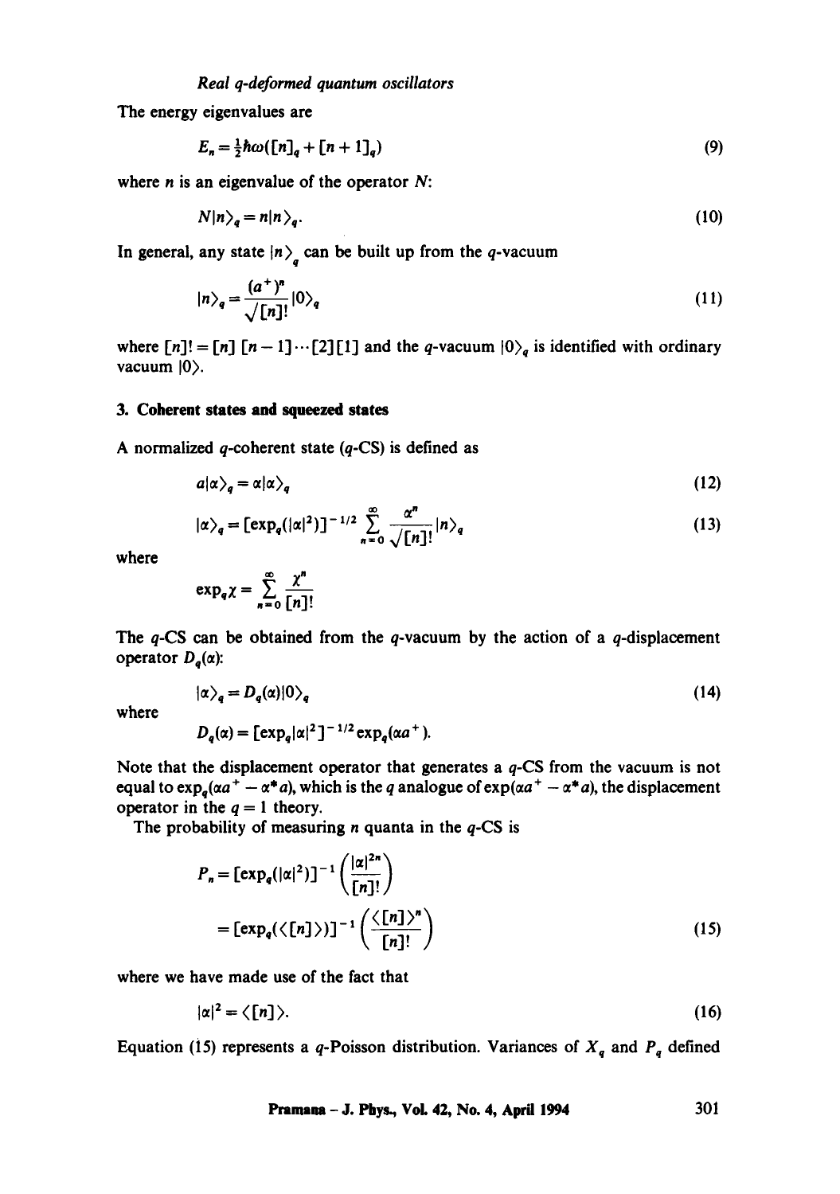The energy eigenvalues are

$$E_n = \tfrac{1}{2}\hbar\omega([n]_q + [n+1]_q) \tag{9}$$

where $n$ is an eigenvalue of the operator $N$:

$$N|n\rangle_q = n|n\rangle_q. \tag{10}$$

In general, any state $|n\rangle_q$ can be built up from the $q$-vacuum

$$|n\rangle_q = \frac{(a^+)^n}{\sqrt{[n]!}}|0\rangle_q \tag{11}$$

where $[n]! = [n]\,[n-1]\cdots[2][1]$ and the $q$-vacuum $|0\rangle_q$ is identified with ordinary vacuum $|0\rangle$.

## 3. Coherent states and squeezed states

A normalized $q$-coherent state ($q$-CS) is defined as

$$a|\alpha\rangle_q = \alpha|\alpha\rangle_q \tag{12}$$

$$|\alpha\rangle_q = [\exp_q(|\alpha|^2)]^{-1/2}\sum_{n=0}^{\infty}\frac{\alpha^n}{\sqrt{[n]!}}|n\rangle_q \tag{13}$$

where

$$\exp_q\chi = \sum_{n=0}^{\infty}\frac{\chi^n}{[n]!}$$

The $q$-CS can be obtained from the $q$-vacuum by the action of a $q$-displacement operator $D_q(\alpha)$:

$$|\alpha\rangle_q = D_q(\alpha)|0\rangle_q \tag{14}$$

where

$$D_q(\alpha) = [\exp_q|\alpha|^2]^{-1/2}\exp_q(\alpha a^+).$$

Note that the displacement operator that generates a $q$-CS from the vacuum is not equal to $\exp_q(\alpha a^+ - \alpha^* a)$, which is the $q$ analogue of $\exp(\alpha a^+ - \alpha^* a)$, the displacement operator in the $q = 1$ theory.

The probability of measuring $n$ quanta in the $q$-CS is

$$\begin{aligned}P_n &= [\exp_q(|\alpha|^2)]^{-1}\left(\frac{|\alpha|^{2n}}{[n]!}\right)\\ &= [\exp_q(\langle[n]\rangle)]^{-1}\left(\frac{\langle[n]\rangle^n}{[n]!}\right)\end{aligned} \tag{15}$$

where we have made use of the fact that

$$|\alpha|^2 = \langle[n]\rangle. \tag{16}$$

Equation (15) represents a $q$-Poisson distribution. Variances of $X_q$ and $P_q$ defined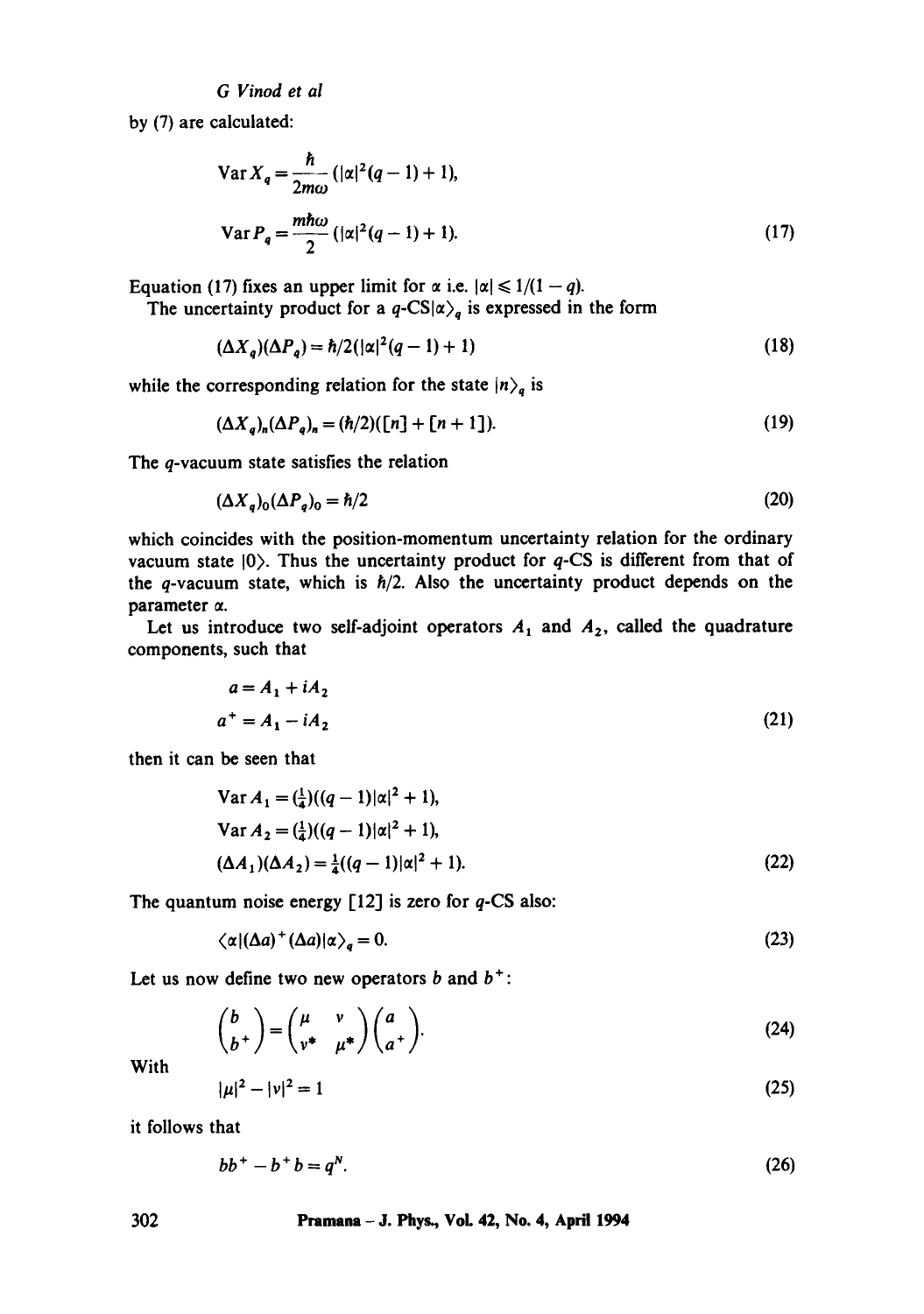by (7) are calculated:

$$\operatorname{Var} X_q = \frac{\hbar}{2m\omega}(|\alpha|^2(q-1)+1),$$

$$\operatorname{Var} P_q = \frac{m\hbar\omega}{2}(|\alpha|^2(q-1)+1). \tag{17}$$

Equation (17) fixes an upper limit for $\alpha$ i.e. $|\alpha| \leqslant 1/(1-q)$.

The uncertainty product for a $q$-CS$|\alpha\rangle_q$ is expressed in the form

$$(\Delta X_q)(\Delta P_q) = \hbar/2(|\alpha|^2(q-1)+1) \tag{18}$$

while the corresponding relation for the state $|n\rangle_q$ is

$$(\Delta X_q)_n(\Delta P_q)_n = (\hbar/2)([n]+[n+1]). \tag{19}$$

The $q$-vacuum state satisfies the relation

$$(\Delta X_q)_0(\Delta P_q)_0 = \hbar/2 \tag{20}$$

which coincides with the position-momentum uncertainty relation for the ordinary vacuum state $|0\rangle$. Thus the uncertainty product for $q$-CS is different from that of the $q$-vacuum state, which is $\hbar/2$. Also the uncertainty product depends on the parameter $\alpha$.

Let us introduce two self-adjoint operators $A_1$ and $A_2$, called the quadrature components, such that

$$a = A_1 + iA_2$$

$$a^+ = A_1 - iA_2 \tag{21}$$

then it can be seen that

$$\operatorname{Var} A_1 = (\tfrac{1}{4})((q-1)|\alpha|^2+1),$$

$$\operatorname{Var} A_2 = (\tfrac{1}{4})((q-1)|\alpha|^2+1),$$

$$(\Delta A_1)(\Delta A_2) = \tfrac{1}{4}((q-1)|\alpha|^2+1). \tag{22}$$

The quantum noise energy [12] is zero for $q$-CS also:

$$\langle\alpha|(\Delta a)^+(\Delta a)|\alpha\rangle_q = 0. \tag{23}$$

Let us now define two new operators $b$ and $b^+$:

$$\begin{pmatrix} b \\ b^+ \end{pmatrix} = \begin{pmatrix} \mu & \nu \\ \nu^* & \mu^* \end{pmatrix} \begin{pmatrix} a \\ a^+ \end{pmatrix}. \tag{24}$$

With

$$|\mu|^2 - |\nu|^2 = 1 \tag{25}$$

it follows that

$$bb^+ - b^+b = q^N. \tag{26}$$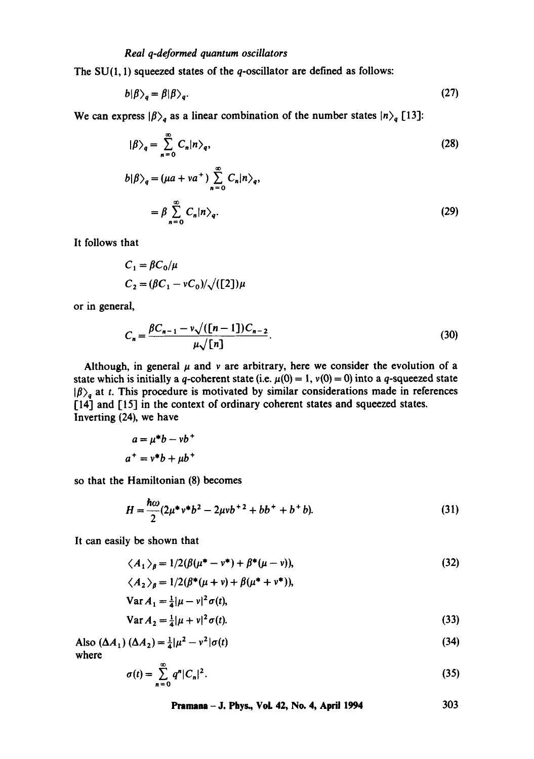The SU(1, 1) squeezed states of the $q$-oscillator are defined as follows:

$$b|\beta\rangle_q = \beta|\beta\rangle_q. \tag{27}$$

We can express $|\beta\rangle_q$ as a linear combination of the number states $|n\rangle_q$ [13]:

$$|\beta\rangle_q = \sum_{n=0}^{\infty} C_n|n\rangle_q, \tag{28}$$

$$b|\beta\rangle_q = (\mu a + \nu a^+) \sum_{n=0}^{\infty} C_n|n\rangle_q,$$

$$= \beta \sum_{n=0}^{\infty} C_n|n\rangle_q. \tag{29}$$

It follows that

$$C_1 = \beta C_0/\mu$$

$$C_2 = (\beta C_1 - \nu C_0)/\sqrt{([2])}\mu$$

or in general,

$$C_n = \frac{\beta C_{n-1} - \nu\sqrt{([n-1])}C_{n-2}}{\mu\sqrt{[n]}}. \tag{30}$$

Although, in general $\mu$ and $\nu$ are arbitrary, here we consider the evolution of a state which is initially a $q$-coherent state (i.e. $\mu(0) = 1$, $\nu(0) = 0$) into a $q$-squeezed state $|\beta\rangle_q$ at $t$. This procedure is motivated by similar considerations made in references [14] and [15] in the context of ordinary coherent states and squeezed states. Inverting (24), we have

$$a = \mu^* b - \nu b^+$$

$$a^+ = \nu^* b + \mu b^+$$

so that the Hamiltonian (8) becomes

$$H = \frac{\hbar\omega}{2}(2\mu^*\nu^* b^2 - 2\mu\nu b^{+2} + bb^+ + b^+ b). \tag{31}$$

It can easily be shown that

$$\langle A_1\rangle_\beta = 1/2(\beta(\mu^* - \nu^*) + \beta^*(\mu - \nu)), \tag{32}$$

$$\langle A_2\rangle_\beta = 1/2(\beta^*(\mu + \nu) + \beta(\mu^* + \nu^*)),$$

$$\operatorname{Var} A_1 = \tfrac{1}{4}|\mu - \nu|^2\sigma(t),$$

$$\operatorname{Var} A_2 = \tfrac{1}{4}|\mu + \nu|^2\sigma(t). \tag{33}$$

Also $(\Delta A_1)(\Delta A_2) = \frac{1}{4}|\mu^2 - \nu^2|\sigma(t)$ (34)

where

$$\sigma(t) = \sum_{n=0}^{\infty} q^n|C_n|^2. \tag{35}$$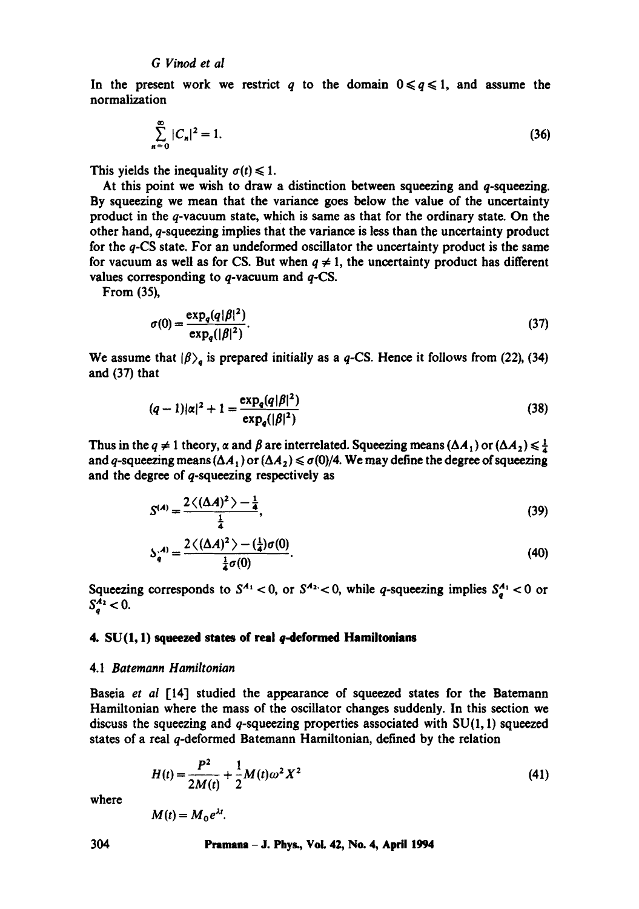In the present work we restrict $q$ to the domain $0 \leqslant q \leqslant 1$, and assume the normalization

$$\sum_{n=0}^{\infty} |C_n|^2 = 1. \tag{36}$$

This yields the inequality $\sigma(t) \leqslant 1$.

At this point we wish to draw a distinction between squeezing and $q$-squeezing. By squeezing we mean that the variance goes below the value of the uncertainty product in the $q$-vacuum state, which is same as that for the ordinary state. On the other hand, $q$-squeezing implies that the variance is less than the uncertainty product for the $q$-CS state. For an undeformed oscillator the uncertainty product is the same for vacuum as well as for CS. But when $q \neq 1$, the uncertainty product has different values corresponding to $q$-vacuum and $q$-CS.

From (35),

$$\sigma(0) = \frac{\exp_q(q|\beta|^2)}{\exp_q(|\beta|^2)}. \tag{37}$$

We assume that $|\beta\rangle_q$ is prepared initially as a $q$-CS. Hence it follows from (22), (34) and (37) that

$$(q-1)|\alpha|^2 + 1 = \frac{\exp_q(q|\beta|^2)}{\exp_q(|\beta|^2)} \tag{38}$$

Thus in the $q \neq 1$ theory, $\alpha$ and $\beta$ are interrelated. Squeezing means $(\Delta A_1)$ or $(\Delta A_2) \leqslant \frac{1}{4}$ and $q$-squeezing means $(\Delta A_1)$ or $(\Delta A_2) \leqslant \sigma(0)/4$. We may define the degree of squeezing and the degree of $q$-squeezing respectively as

$$S^{(A)} = \frac{2\langle(\Delta A)^2\rangle - \frac{1}{4}}{\frac{1}{4}}, \tag{39}$$

$$S_q^{(A)} = \frac{2\langle(\Delta A)^2\rangle - (\frac{1}{4})\sigma(0)}{\frac{1}{4}\sigma(0)}. \tag{40}$$

Squeezing corresponds to $S^{A_1} < 0$, or $S^{A_2} < 0$, while $q$-squeezing implies $S_q^{A_1} < 0$ or $S_q^{A_2} < 0$.

## 4. SU(1, 1) squeezed states of real $q$-deformed Hamiltonians

### 4.1 *Batemann Hamiltonian*

Baseia *et al* [14] studied the appearance of squeezed states for the Batemann Hamiltonian where the mass of the oscillator changes suddenly. In this section we discuss the squeezing and $q$-squeezing properties associated with SU(1, 1) squeezed states of a real $q$-deformed Batemann Hamiltonian, defined by the relation

$$H(t) = \frac{P^2}{2M(t)} + \frac{1}{2}M(t)\omega^2 X^2 \tag{41}$$

where

$$M(t) = M_0 e^{\lambda t}.$$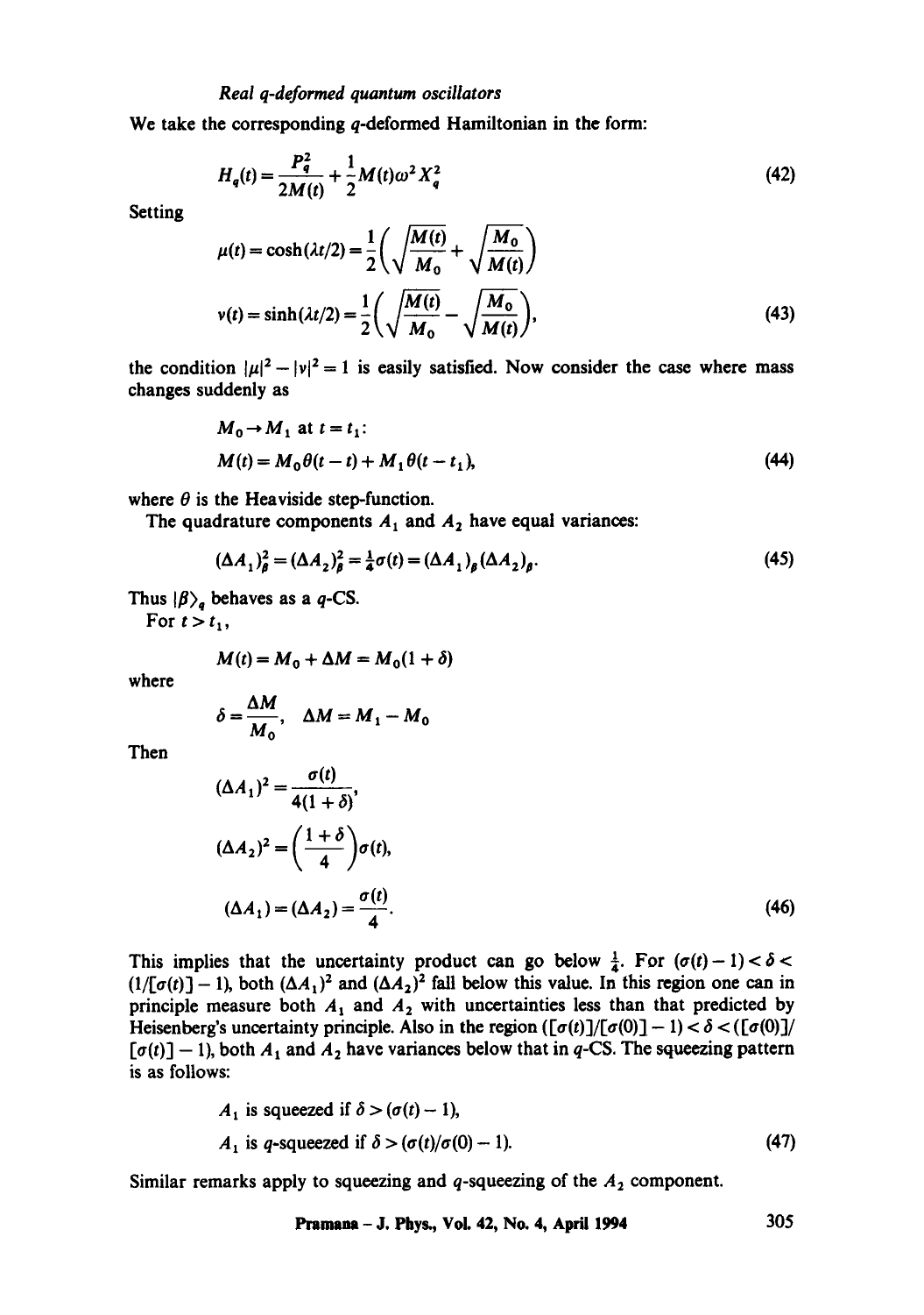We take the corresponding $q$-deformed Hamiltonian in the form:

$$H_q(t) = \frac{P_q^2}{2M(t)} + \frac{1}{2}M(t)\omega^2 X_q^2 \tag{42}$$

Setting

$$\mu(t) = \cosh(\lambda t/2) = \frac{1}{2}\left(\sqrt{\frac{M(t)}{M_0}} + \sqrt{\frac{M_0}{M(t)}}\right)$$

$$\nu(t) = \sinh(\lambda t/2) = \frac{1}{2}\left(\sqrt{\frac{M(t)}{M_0}} - \sqrt{\frac{M_0}{M(t)}}\right), \tag{43}$$

the condition $|\mu|^2 - |\nu|^2 = 1$ is easily satisfied. Now consider the case where mass changes suddenly as

$$M_0 \to M_1 \text{ at } t = t_1:$$

$$M(t) = M_0\theta(t - t) + M_1\theta(t - t_1), \tag{44}$$

where $\theta$ is the Heaviside step-function.

The quadrature components $A_1$ and $A_2$ have equal variances:

$$(\Delta A_1)_\beta^2 = (\Delta A_2)_\beta^2 = \tfrac{1}{4}\sigma(t) = (\Delta A_1)_\beta(\Delta A_2)_\beta. \tag{45}$$

Thus $|\beta\rangle_q$ behaves as a $q$-CS.

For $t > t_1$,

$$M(t) = M_0 + \Delta M = M_0(1 + \delta)$$

where

$$\delta = \frac{\Delta M}{M_0}, \quad \Delta M = M_1 - M_0$$

Then

$$(\Delta A_1)^2 = \frac{\sigma(t)}{4(1+\delta)},$$

$$(\Delta A_2)^2 = \left(\frac{1+\delta}{4}\right)\sigma(t),$$

$$(\Delta A_1) = (\Delta A_2) = \frac{\sigma(t)}{4}. \tag{46}$$

This implies that the uncertainty product can go below $\frac{1}{4}$. For $(\sigma(t) - 1) < \delta < (1/[\sigma(t)] - 1)$, both $(\Delta A_1)^2$ and $(\Delta A_2)^2$ fall below this value. In this region one can in principle measure both $A_1$ and $A_2$ with uncertainties less than that predicted by Heisenberg's uncertainty principle. Also in the region $([\sigma(t)]/[\sigma(0)] - 1) < \delta < ([\sigma(0)]/[\sigma(t)] - 1)$, both $A_1$ and $A_2$ have variances below that in $q$-CS. The squeezing pattern is as follows:

$$A_1 \text{ is squeezed if } \delta > (\sigma(t) - 1),$$

$$A_1 \text{ is } q\text{-squeezed if } \delta > (\sigma(t)/\sigma(0) - 1). \tag{47}$$

Similar remarks apply to squeezing and $q$-squeezing of the $A_2$ component.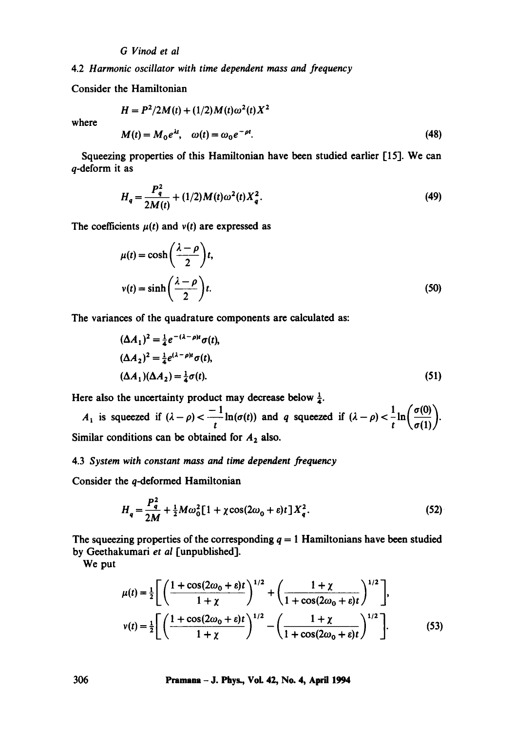### 4.2 *Harmonic oscillator with time dependent mass and frequency*

Consider the Hamiltonian

$$H = P^2/2M(t) + (1/2)M(t)\omega^2(t)X^2$$

where

$$M(t) = M_0 e^{\lambda t}, \quad \omega(t) = \omega_0 e^{-\rho t}. \tag{48}$$

Squeezing properties of this Hamiltonian have been studied earlier [15]. We can $q$-deform it as

$$H_q = \frac{P_q^2}{2M(t)} + (1/2)M(t)\omega^2(t)X_q^2. \tag{49}$$

The coefficients $\mu(t)$ and $\nu(t)$ are expressed as

$$\mu(t) = \cosh\left(\frac{\lambda - \rho}{2}\right)t,$$

$$\nu(t) = \sinh\left(\frac{\lambda - \rho}{2}\right)t. \tag{50}$$

The variances of the quadrature components are calculated as:

$$(\Delta A_1)^2 = \tfrac{1}{4}e^{-(\lambda-\rho)t}\sigma(t),$$

$$(\Delta A_2)^2 = \tfrac{1}{4}e^{(\lambda-\rho)t}\sigma(t),$$

$$(\Delta A_1)(\Delta A_2) = \tfrac{1}{4}\sigma(t). \tag{51}$$

Here also the uncertainty product may decrease below $\frac{1}{4}$.

$A_1$ is squeezed if $(\lambda - \rho) < \dfrac{-1}{t}\ln(\sigma(t))$ and $q$ squeezed if $(\lambda - \rho) < \dfrac{1}{t}\ln\left(\dfrac{\sigma(0)}{\sigma(1)}\right)$. Similar conditions can be obtained for $A_2$ also.

### 4.3 *System with constant mass and time dependent frequency*

Consider the $q$-deformed Hamiltonian

$$H_q = \frac{P_q^2}{2M} + \tfrac{1}{2}M\omega_0^2[1 + \chi\cos(2\omega_0 + \varepsilon)t]X_q^2. \tag{52}$$

The squeezing properties of the corresponding $q = 1$ Hamiltonians have been studied by Geethakumari *et al* [unpublished].

We put

$$\mu(t) = \tfrac{1}{2}\left[\left(\frac{1 + \cos(2\omega_0 + \varepsilon)t}{1 + \chi}\right)^{1/2} + \left(\frac{1 + \chi}{1 + \cos(2\omega_0 + \varepsilon)t}\right)^{1/2}\right],$$

$$\nu(t) = \tfrac{1}{2}\left[\left(\frac{1 + \cos(2\omega_0 + \varepsilon)t}{1 + \chi}\right)^{1/2} - \left(\frac{1 + \chi}{1 + \cos(2\omega_0 + \varepsilon)t}\right)^{1/2}\right]. \tag{53}$$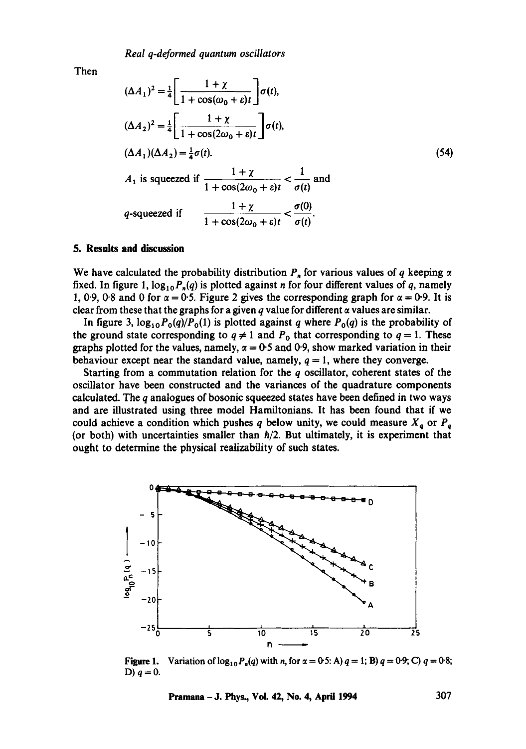Then

$$(\Delta A_1)^2 = \tfrac{1}{4}\left[\frac{1+\chi}{1+\cos(\omega_0+\varepsilon)t}\right]\sigma(t),$$

$$(\Delta A_2)^2 = \tfrac{1}{4}\left[\frac{1+\chi}{1+\cos(2\omega_0+\varepsilon)t}\right]\sigma(t),$$

$$(\Delta A_1)(\Delta A_2) = \tfrac{1}{4}\sigma(t). \tag{54}$$

$$A_1 \text{ is squeezed if } \frac{1+\chi}{1+\cos(2\omega_0+\varepsilon)t} < \frac{1}{\sigma(t)} \text{ and}$$

$$q\text{-squeezed if } \quad \frac{1+\chi}{1+\cos(2\omega_0+\varepsilon)t} < \frac{\sigma(0)}{\sigma(t)}.$$

## 5. Results and discussion

We have calculated the probability distribution $P_n$ for various values of $q$ keeping $\alpha$ fixed. In figure 1, $\log_{10} P_n(q)$ is plotted against $n$ for four different values of $q$, namely 1, 0·9, 0·8 and 0 for $\alpha = 0{\cdot}5$. Figure 2 gives the corresponding graph for $\alpha = 0{\cdot}9$. It is clear from these that the graphs for a given $q$ value for different $\alpha$ values are similar.

In figure 3, $\log_{10} P_0(q)/P_0(1)$ is plotted against $q$ where $P_0(q)$ is the probability of the ground state corresponding to $q \neq 1$ and $P_0$ that corresponding to $q = 1$. These graphs plotted for the values, namely, $\alpha = 0{\cdot}5$ and 0·9, show marked variation in their behaviour except near the standard value, namely, $q = 1$, where they converge.

Starting from a commutation relation for the $q$ oscillator, coherent states of the oscillator have been constructed and the variances of the quadrature components calculated. The $q$ analogues of bosonic squeezed states have been defined in two ways and are illustrated using three model Hamiltonians. It has been found that if we could achieve a condition which pushes $q$ below unity, we could measure $X_q$ or $P_q$ (or both) with uncertainties smaller than $\hbar/2$. But ultimately, it is experiment that ought to determine the physical realizability of such states.

**Figure 1.** Variation of $\log_{10} P_n(q)$ with $n$, for $\alpha = 0{\cdot}5$: A) $q = 1$; B) $q = 0{\cdot}9$; C) $q = 0{\cdot}8$; D) $q = 0$.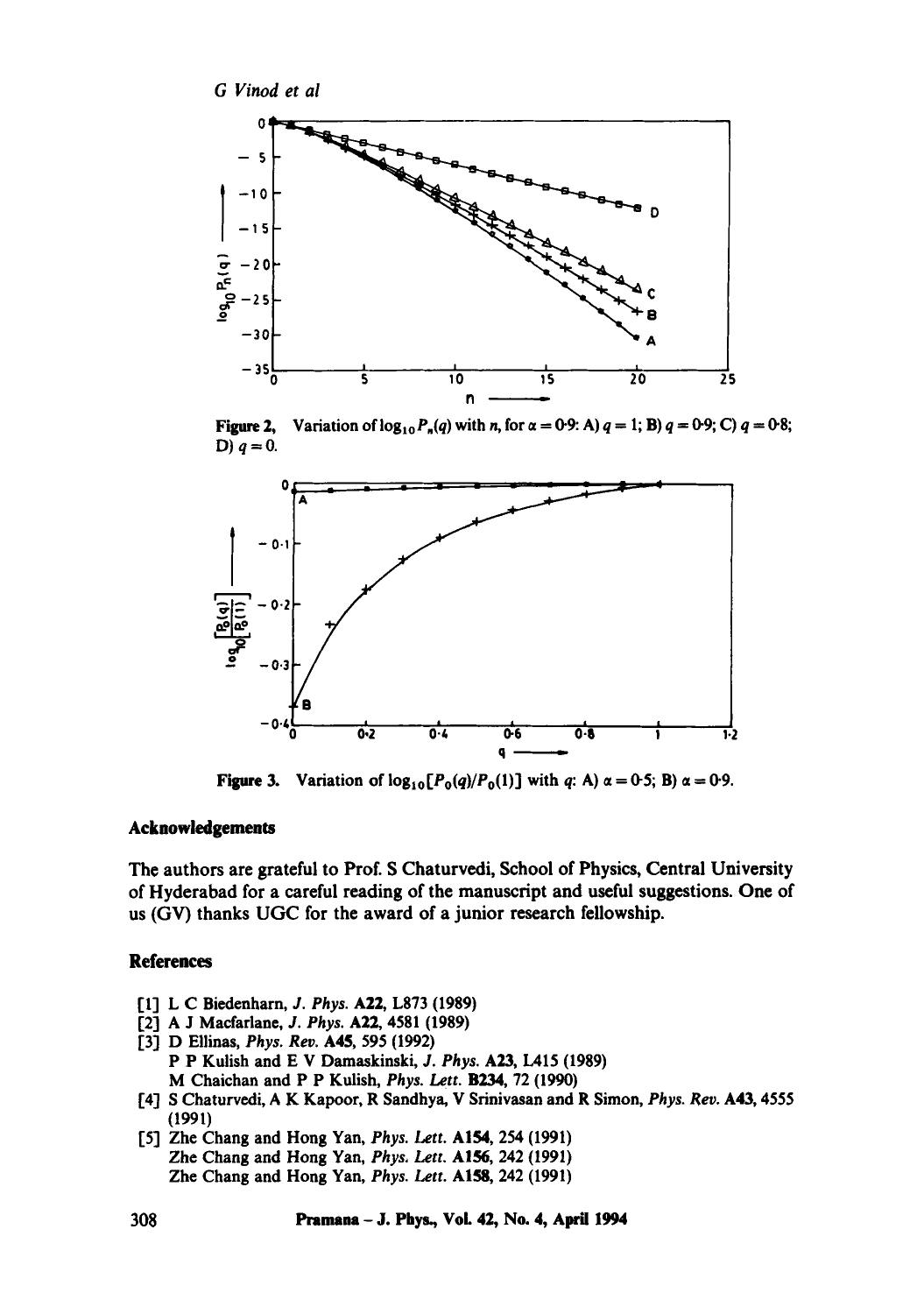Figure 2. Variation of $\log_{10} P_n(q)$ with $n$, for $\alpha = 0.9$: A) $q = 1$; B) $q = 0.9$; C) $q = 0.8$; D) $q = 0$.

Figure 3. Variation of $\log_{10}[P_0(q)/P_0(1)]$ with $q$: A) $\alpha = 0.5$; B) $\alpha = 0.9$.

## Acknowledgements

The authors are grateful to Prof. S Chaturvedi, School of Physics, Central University of Hyderabad for a careful reading of the manuscript and useful suggestions. One of us (GV) thanks UGC for the award of a junior research fellowship.

## References

[1] L C Biedenharn, *J. Phys.* **A22**, L873 (1989)

[2] A J Macfarlane, *J. Phys.* **A22**, 4581 (1989)

[3] D Ellinas, *Phys. Rev.* **A45**, 595 (1992)
P P Kulish and E V Damaskinski, *J. Phys.* **A23**, L415 (1989)
M Chaichan and P P Kulish, *Phys. Lett.* **B234**, 72 (1990)

[4] S Chaturvedi, A K Kapoor, R Sandhya, V Srinivasan and R Simon, *Phys. Rev.* **A43**, 4555 (1991)

[5] Zhe Chang and Hong Yan, *Phys. Lett.* **A154**, 254 (1991)
Zhe Chang and Hong Yan, *Phys. Lett.* **A156**, 242 (1991)
Zhe Chang and Hong Yan, *Phys. Lett.* **A158**, 242 (1991)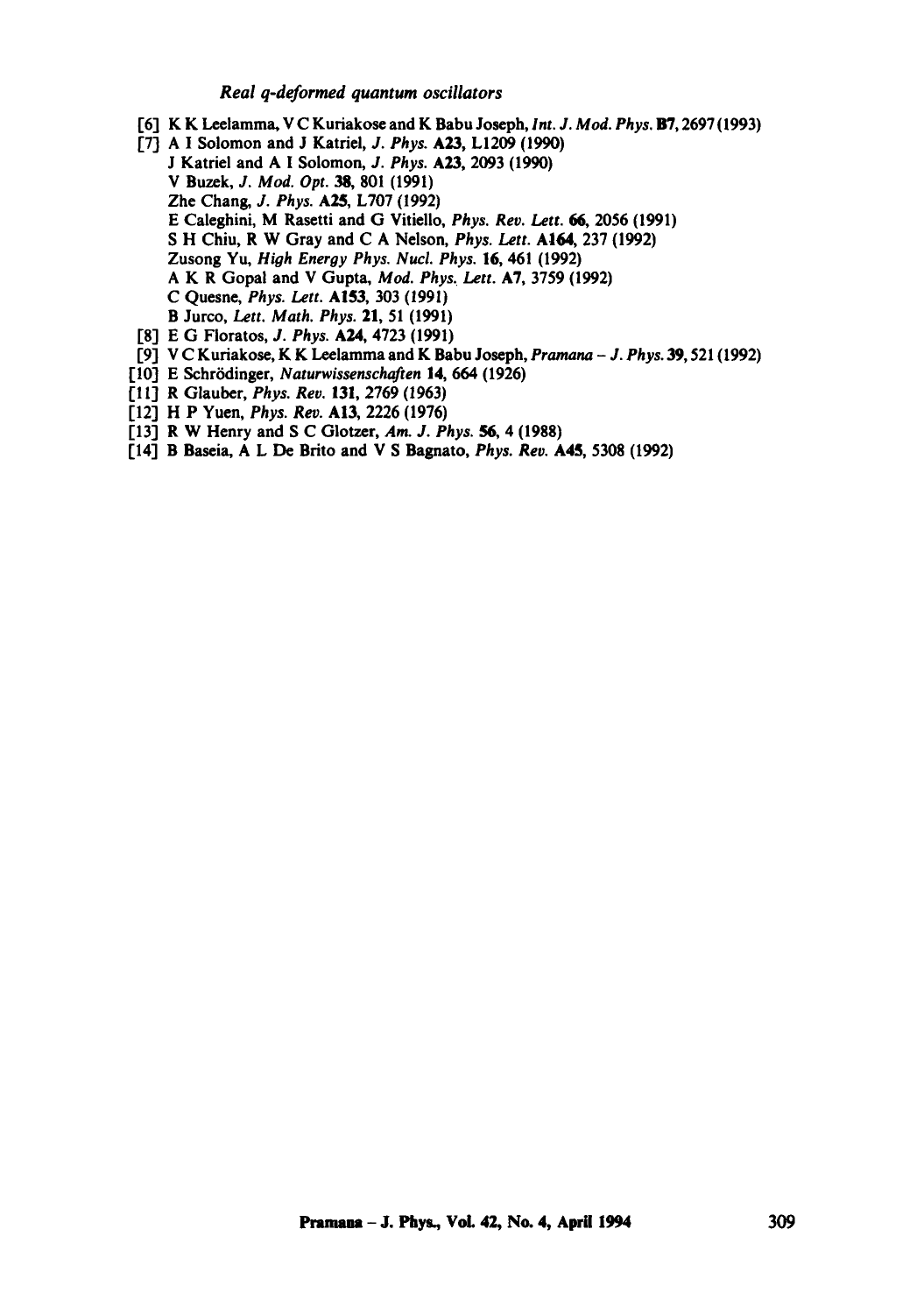[6] K K Leelamma, V C Kuriakose and K Babu Joseph, *Int. J. Mod. Phys.* **B7**, 2697 (1993)

[7] A I Solomon and J Katriel, *J. Phys.* **A23**, L1209 (1990)
J Katriel and A I Solomon, *J. Phys.* **A23**, 2093 (1990)
V Buzek, *J. Mod. Opt.* **38**, 801 (1991)
Zhe Chang, *J. Phys.* **A25**, L707 (1992)
E Caleghini, M Rasetti and G Vitiello, *Phys. Rev. Lett.* **66**, 2056 (1991)
S H Chiu, R W Gray and C A Nelson, *Phys. Lett.* **A164**, 237 (1992)
Zusong Yu, *High Energy Phys. Nucl. Phys.* **16**, 461 (1992)
A K R Gopal and V Gupta, *Mod. Phys. Lett.* **A7**, 3759 (1992)
C Quesne, *Phys. Lett.* **A153**, 303 (1991)
B Jurco, *Lett. Math. Phys.* **21**, 51 (1991)

[8] E G Floratos, *J. Phys.* **A24**, 4723 (1991)

[9] V C Kuriakose, K K Leelamma and K Babu Joseph, *Pramana – J. Phys.* **39**, 521 (1992)

[10] E Schrödinger, *Naturwissenschaften* **14**, 664 (1926)

[11] R Glauber, *Phys. Rev.* **131**, 2769 (1963)

[12] H P Yuen, *Phys. Rev.* **A13**, 2226 (1976)

[13] R W Henry and S C Glotzer, *Am. J. Phys.* **56**, 4 (1988)

[14] B Baseia, A L De Brito and V S Bagnato, *Phys. Rev.* **A45**, 5308 (1992)